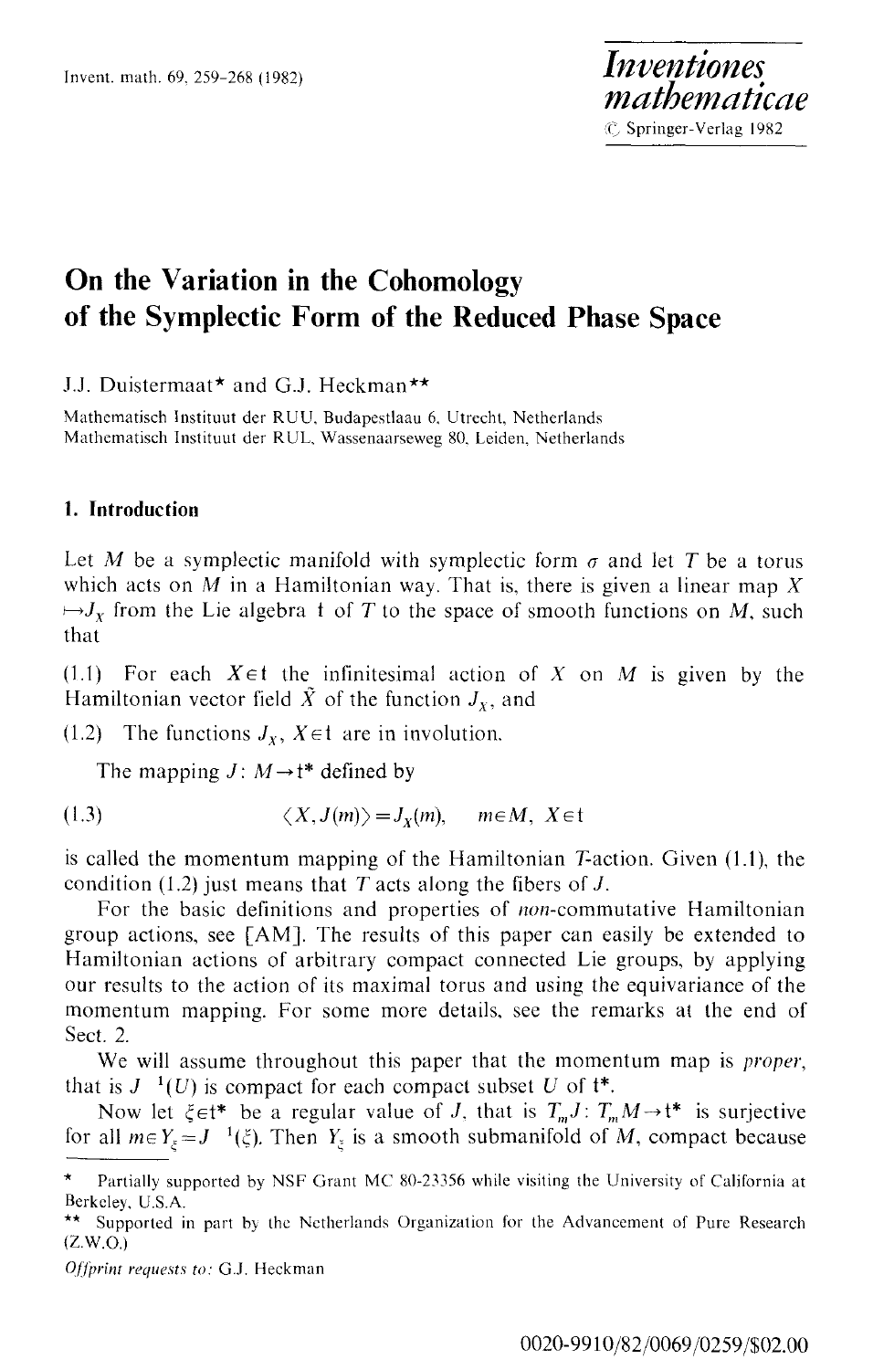# On the Variation in the Cohomology of the Symplectic Form of the Reduced Phase Space

J.J. Duistermaat* and G.J. Heckman**

Mathematisch Instituut der RUU, Budapestlaau 6, Utrecht, Netherlands
Mathematisch Instituut der RUL, Wassenaarseweg 80, Leiden, Netherlands

## 1. Introduction

Let $M$ be a symplectic manifold with symplectic form $\sigma$ and let $T$ be a torus which acts on $M$ in a Hamiltonian way. That is, there is given a linear map $X \mapsto J_X$ from the Lie algebra $\mathfrak{t}$ of $T$ to the space of smooth functions on $M$, such that

(1.1) For each $X \in \mathfrak{t}$ the infinitesimal action of $X$ on $M$ is given by the Hamiltonian vector field $\tilde{X}$ of the function $J_X$, and

(1.2) The functions $J_X$, $X \in \mathfrak{t}$ are in involution.

The mapping $J: M \to \mathfrak{t}^*$ defined by

$$\langle X, J(m) \rangle = J_X(m), \qquad m \in M, \; X \in \mathfrak{t} \tag{1.3}$$

is called the momentum mapping of the Hamiltonian $T$-action. Given (1.1), the condition (1.2) just means that $T$ acts along the fibers of $J$.

For the basic definitions and properties of *non*-commutative Hamiltonian group actions, see [AM]. The results of this paper can easily be extended to Hamiltonian actions of arbitrary compact connected Lie groups, by applying our results to the action of its maximal torus and using the equivariance of the momentum mapping. For some more details, see the remarks at the end of Sect. 2.

We will assume throughout this paper that the momentum map is *proper*, that is $J^{-1}(U)$ is compact for each compact subset $U$ of $\mathfrak{t}^*$.

Now let $\xi \in \mathfrak{t}^*$ be a regular value of $J$, that is $T_m J: T_m M \to \mathfrak{t}^*$ is surjective for all $m \in Y_\xi = J^{-1}(\xi)$. Then $Y_\xi$ is a smooth submanifold of $M$, compact because

---

\* Partially supported by NSF Grant MC 80-23356 while visiting the University of California at Berkeley, U.S.A.

\*\* Supported in part by the Netherlands Organization for the Advancement of Pure Research (Z.W.O.)

*Offprint requests to:* G.J. Heckman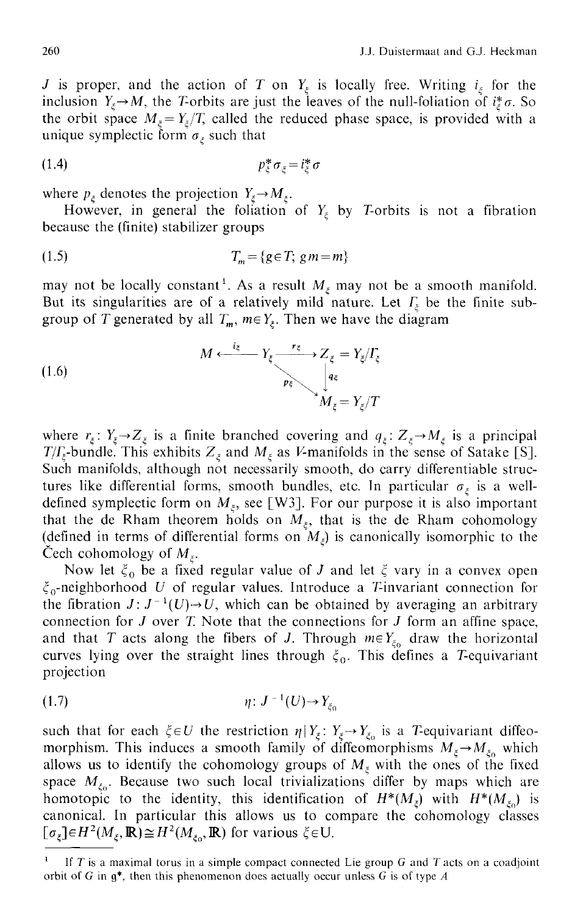$J$ is proper, and the action of $T$ on $Y_\xi$ is locally free. Writing $i_\xi$ for the inclusion $Y_\xi \to M$, the $T$-orbits are just the leaves of the null-foliation of $i_\xi^* \sigma$. So the orbit space $M_\xi = Y_\xi / T$, called the reduced phase space, is provided with a unique symplectic form $\sigma_\xi$ such that

$$p_\xi^* \sigma_\xi = i_\xi^* \sigma \tag{1.4}$$

where $p_\xi$ denotes the projection $Y_\xi \to M_\xi$.

However, in general the foliation of $Y_\xi$ by $T$-orbits is not a fibration because the (finite) stabilizer groups

$$T_m = \{g \in T;\ gm = m\} \tag{1.5}$$

may not be locally constant[1]. As a result $M_\xi$ may not be a smooth manifold. But its singularities are of a relatively mild nature. Let $\Gamma_\xi$ be the finite subgroup of $T$ generated by all $T_m$, $m \in Y_\xi$. Then we have the diagram

$$\begin{array}{ccccc} M & \xleftarrow{i_\xi} & Y_\xi & \xrightarrow{r_\xi} & Z_\xi = Y_\xi / \Gamma_\xi \\ & & & \searrow^{p_\xi} & \downarrow q_\xi \\ & & & & M_\xi = Y_\xi / T \end{array} \tag{1.6}$$

where $r_\xi \colon Y_\xi \to Z_\xi$ is a finite branched covering and $q_\xi \colon Z_\xi \to M_\xi$ is a principal $T/\Gamma_\xi$-bundle. This exhibits $Z_\xi$ and $M_\xi$ as $V$-manifolds in the sense of Satake [S]. Such manifolds, although not necessarily smooth, do carry differentiable structures like differential forms, smooth bundles, etc. In particular $\sigma_\xi$ is a well-defined symplectic form on $M_\xi$, see [W3]. For our purpose it is also important that the de Rham theorem holds on $M_\xi$, that is the de Rham cohomology (defined in terms of differential forms on $M_\xi$) is canonically isomorphic to the Čech cohomology of $M_\xi$.

Now let $\xi_0$ be a fixed regular value of $J$ and let $\xi$ vary in a convex open $\xi_0$-neighborhood $U$ of regular values. Introduce a $T$-invariant connection for the fibration $J \colon J^{-1}(U) \to U$, which can be obtained by averaging an arbitrary connection for $J$ over $T$. Note that the connections for $J$ form an affine space, and that $T$ acts along the fibers of $J$. Through $m \in Y_{\xi_0}$ draw the horizontal curves lying over the straight lines through $\xi_0$. This defines a $T$-equivariant projection

$$\eta \colon J^{-1}(U) \to Y_{\xi_0} \tag{1.7}$$

such that for each $\xi \in U$ the restriction $\eta | Y_\xi \colon Y_\xi \to Y_{\xi_0}$ is a $T$-equivariant diffeomorphism. This induces a smooth family of diffeomorphisms $M_\xi \to M_{\xi_0}$ which allows us to identify the cohomology groups of $M_\xi$ with the ones of the fixed space $M_{\xi_0}$. Because two such local trivializations differ by maps which are homotopic to the identity, this identification of $H^*(M_\xi)$ with $H^*(M_{\xi_0})$ is canonical. In particular this allows us to compare the cohomology classes $[\sigma_\xi] \in H^2(M_\xi, \mathbb{R}) \cong H^2(M_{\xi_0}, \mathbb{R})$ for various $\xi \in U$.

---

[1] If $T$ is a maximal torus in a simple compact connected Lie group $G$ and $T$ acts on a coadjoint orbit of $G$ in $\mathfrak{g}^*$, then this phenomenon does actually occur unless $G$ is of type $A$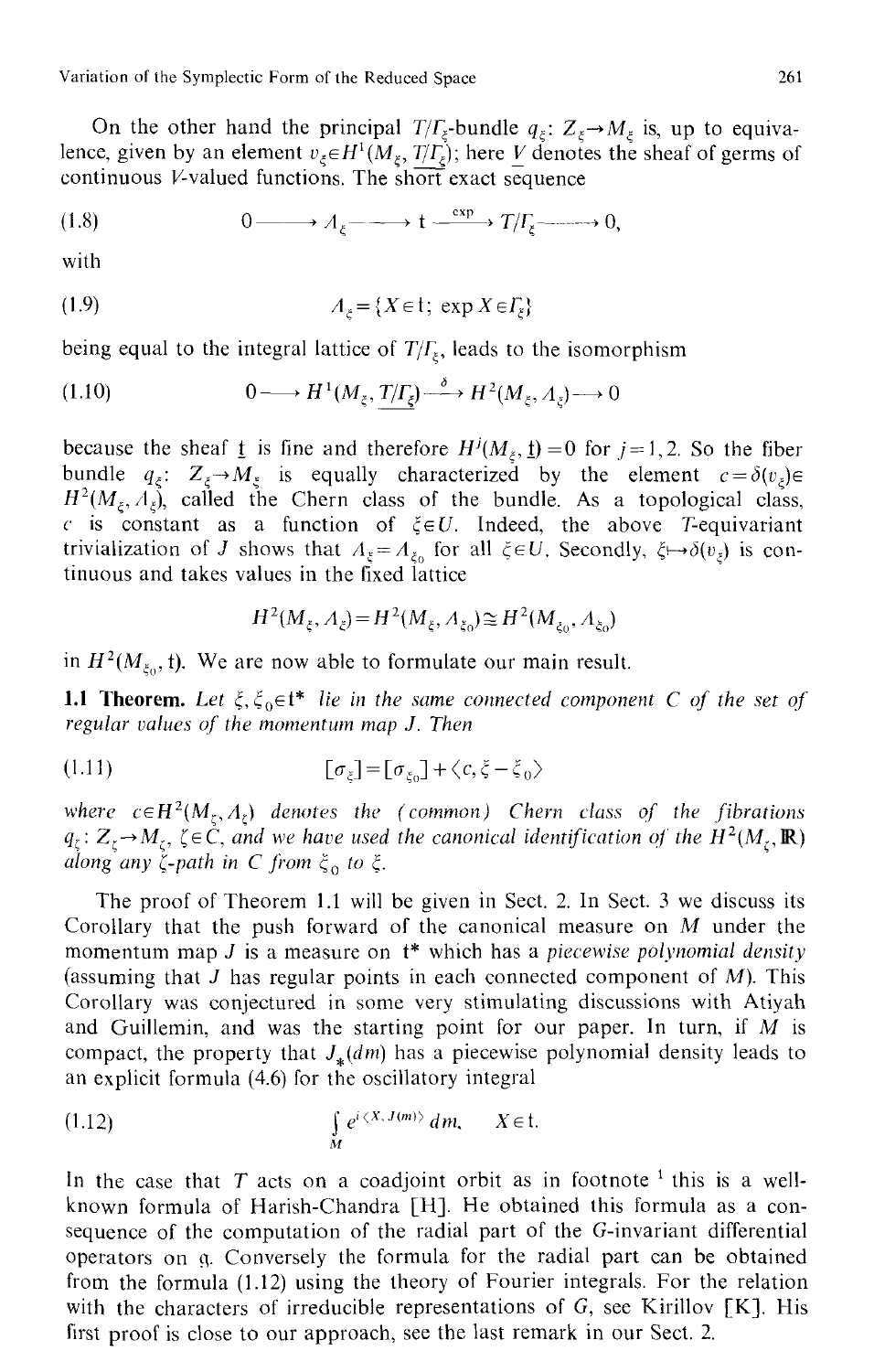On the other hand the principal $T/\Gamma_\xi$-bundle $q_\xi: Z_\xi \to M_\xi$ is, up to equivalence, given by an element $v_\xi \in H^1(M_\xi, \underline{T/\Gamma_\xi})$; here $\underline{V}$ denotes the sheaf of germs of continuous $V$-valued functions. The short exact sequence

$$0 \longrightarrow \Lambda_\xi \longrightarrow \mathfrak{t} \xrightarrow{\exp} T/\Gamma_\xi \longrightarrow 0, \tag{1.8}$$

with

$$\Lambda_\xi = \{X \in \mathfrak{t};\ \exp X \in \Gamma_\xi\} \tag{1.9}$$

being equal to the integral lattice of $T/\Gamma_\xi$, leads to the isomorphism

$$0 \longrightarrow H^1(M_\xi, \underline{T/\Gamma_\xi}) \xrightarrow{\delta} H^2(M_\xi, \Lambda_\xi) \longrightarrow 0 \tag{1.10}$$

because the sheaf $\underline{\mathfrak{t}}$ is fine and therefore $H^j(M_\xi, \underline{\mathfrak{t}}) = 0$ for $j = 1, 2$. So the fiber bundle $q_\xi: Z_\xi \to M_\xi$ is equally characterized by the element $c = \delta(v_\xi) \in H^2(M_\xi, \Lambda_\xi)$, called the Chern class of the bundle. As a topological class, $c$ is constant as a function of $\xi \in U$. Indeed, the above $T$-equivariant trivialization of $J$ shows that $\Lambda_\xi = \Lambda_{\xi_0}$ for all $\xi \in U$. Secondly, $\xi \mapsto \delta(v_\xi)$ is continuous and takes values in the fixed lattice

$$H^2(M_\xi, \Lambda_\xi) = H^2(M_\xi, \Lambda_{\xi_0}) \cong H^2(M_{\xi_0}, \Lambda_{\xi_0})$$

in $H^2(M_{\xi_0}, \mathfrak{t})$. We are now able to formulate our main result.

**1.1 Theorem.** *Let $\xi, \xi_0 \in \mathfrak{t}^*$ lie in the same connected component $C$ of the set of regular values of the momentum map $J$. Then*

$$[\sigma_\xi] = [\sigma_{\xi_0}] + \langle c, \xi - \xi_0 \rangle \tag{1.11}$$

*where $c \in H^2(M_\zeta, \Lambda_\zeta)$ denotes the (common) Chern class of the fibrations $q_\zeta: Z_\zeta \to M_\zeta$, $\zeta \in C$, and we have used the canonical identification of the $H^2(M_\zeta, \mathbb{R})$ along any $\zeta$-path in $C$ from $\xi_0$ to $\xi$.*

The proof of Theorem 1.1 will be given in Sect. 2. In Sect. 3 we discuss its Corollary that the push forward of the canonical measure on $M$ under the momentum map $J$ is a measure on $\mathfrak{t}^*$ which has a *piecewise polynomial density* (assuming that $J$ has regular points in each connected component of $M$). This Corollary was conjectured in some very stimulating discussions with Atiyah and Guillemin, and was the starting point for our paper. In turn, if $M$ is compact, the property that $J_*(dm)$ has a piecewise polynomial density leads to an explicit formula (4.6) for the oscillatory integral

$$\int_M e^{i\langle X, J(m)\rangle}\, dm, \quad X \in \mathfrak{t}. \tag{1.12}$$

In the case that $T$ acts on a coadjoint orbit as in footnote [1] this is a well-known formula of Harish-Chandra [H]. He obtained this formula as a consequence of the computation of the radial part of the $G$-invariant differential operators on $\mathfrak{g}$. Conversely the formula for the radial part can be obtained from the formula (1.12) using the theory of Fourier integrals. For the relation with the characters of irreducible representations of $G$, see Kirillov [K]. His first proof is close to our approach, see the last remark in our Sect. 2.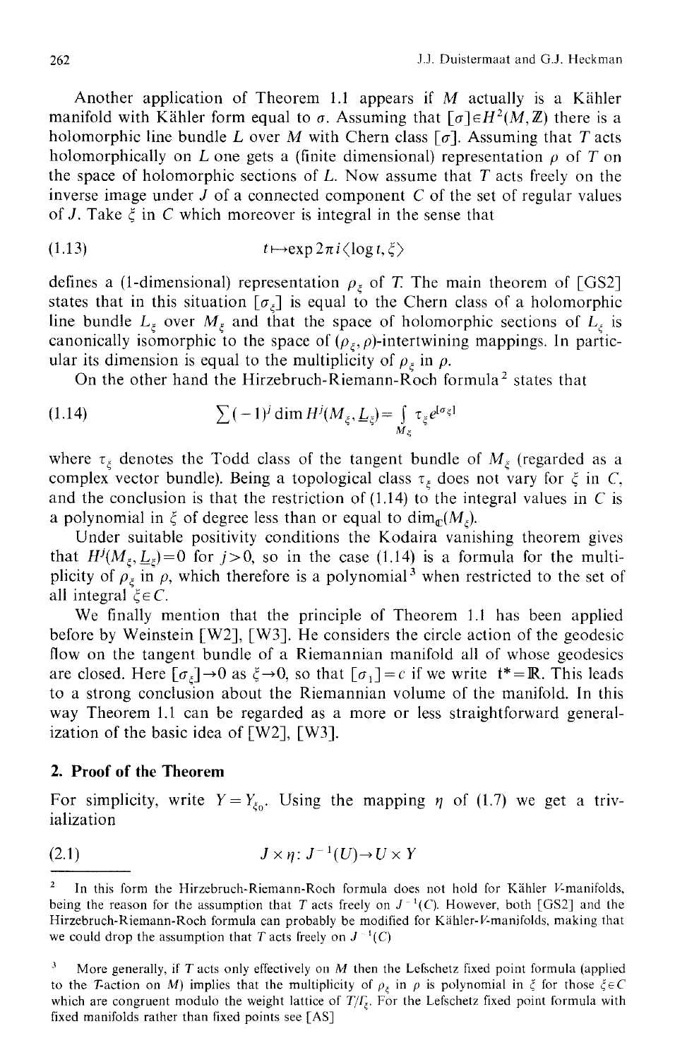Another application of Theorem 1.1 appears if $M$ actually is a Kähler manifold with Kähler form equal to $\sigma$. Assuming that $[\sigma] \in H^2(M, \mathbb{Z})$ there is a holomorphic line bundle $L$ over $M$ with Chern class $[\sigma]$. Assuming that $T$ acts holomorphically on $L$ one gets a (finite dimensional) representation $\rho$ of $T$ on the space of holomorphic sections of $L$. Now assume that $T$ acts freely on the inverse image under $J$ of a connected component $C$ of the set of regular values of $J$. Take $\xi$ in $C$ which moreover is integral in the sense that

$$t \mapsto \exp 2\pi i \langle \log t, \xi \rangle \tag{1.13}$$

defines a (1-dimensional) representation $\rho_\xi$ of $T$. The main theorem of [GS2] states that in this situation $[\sigma_\xi]$ is equal to the Chern class of a holomorphic line bundle $L_\xi$ over $M_\xi$ and that the space of holomorphic sections of $L_\xi$ is canonically isomorphic to the space of $(\rho_\xi, \rho)$-intertwining mappings. In particular its dimension is equal to the multiplicity of $\rho_\xi$ in $\rho$.

On the other hand the Hirzebruch-Riemann-Roch formula[2] states that

$$\sum (-1)^j \dim H^j(M_\xi, \underline{L}_\xi) = \int_{M_\xi} \tau_\xi e^{[\sigma_\xi]} \tag{1.14}$$

where $\tau_\xi$ denotes the Todd class of the tangent bundle of $M_\xi$ (regarded as a complex vector bundle). Being a topological class $\tau_\xi$ does not vary for $\xi$ in $C$, and the conclusion is that the restriction of (1.14) to the integral values in $C$ is a polynomial in $\xi$ of degree less than or equal to $\dim_{\mathbb{C}}(M_\xi)$.

Under suitable positivity conditions the Kodaira vanishing theorem gives that $H^j(M_\xi, \underline{L}_\xi) = 0$ for $j > 0$, so in the case (1.14) is a formula for the multiplicity of $\rho_\xi$ in $\rho$, which therefore is a polynomial[3] when restricted to the set of all integral $\xi \in C$.

We finally mention that the principle of Theorem 1.1 has been applied before by Weinstein [W2], [W3]. He considers the circle action of the geodesic flow on the tangent bundle of a Riemannian manifold all of whose geodesics are closed. Here $[\sigma_\xi] \to 0$ as $\xi \to 0$, so that $[\sigma_1] = c$ if we write $\mathbf{t}^* = \mathbb{R}$. This leads to a strong conclusion about the Riemannian volume of the manifold. In this way Theorem 1.1 can be regarded as a more or less straightforward generalization of the basic idea of [W2], [W3].

## 2. Proof of the Theorem

For simplicity, write $Y = Y_{\xi_0}$. Using the mapping $\eta$ of (1.7) we get a trivialization

$$J \times \eta : J^{-1}(U) \to U \times Y \tag{2.1}$$

---

[2] In this form the Hirzebruch-Riemann-Roch formula does not hold for Kähler $V$-manifolds, being the reason for the assumption that $T$ acts freely on $J^{-1}(C)$. However, both [GS2] and the Hirzebruch-Riemann-Roch formula can probably be modified for Kähler-$V$-manifolds, making that we could drop the assumption that $T$ acts freely on $J^{-1}(C)$

[3] More generally, if $T$ acts only effectively on $M$ then the Lefschetz fixed point formula (applied to the $T$-action on $M$) implies that the multiplicity of $\rho_\xi$ in $\rho$ is polynomial in $\xi$ for those $\xi \in C$ which are congruent modulo the weight lattice of $T/\Gamma_\xi$. For the Lefschetz fixed point formula with fixed manifolds rather than fixed points see [AS]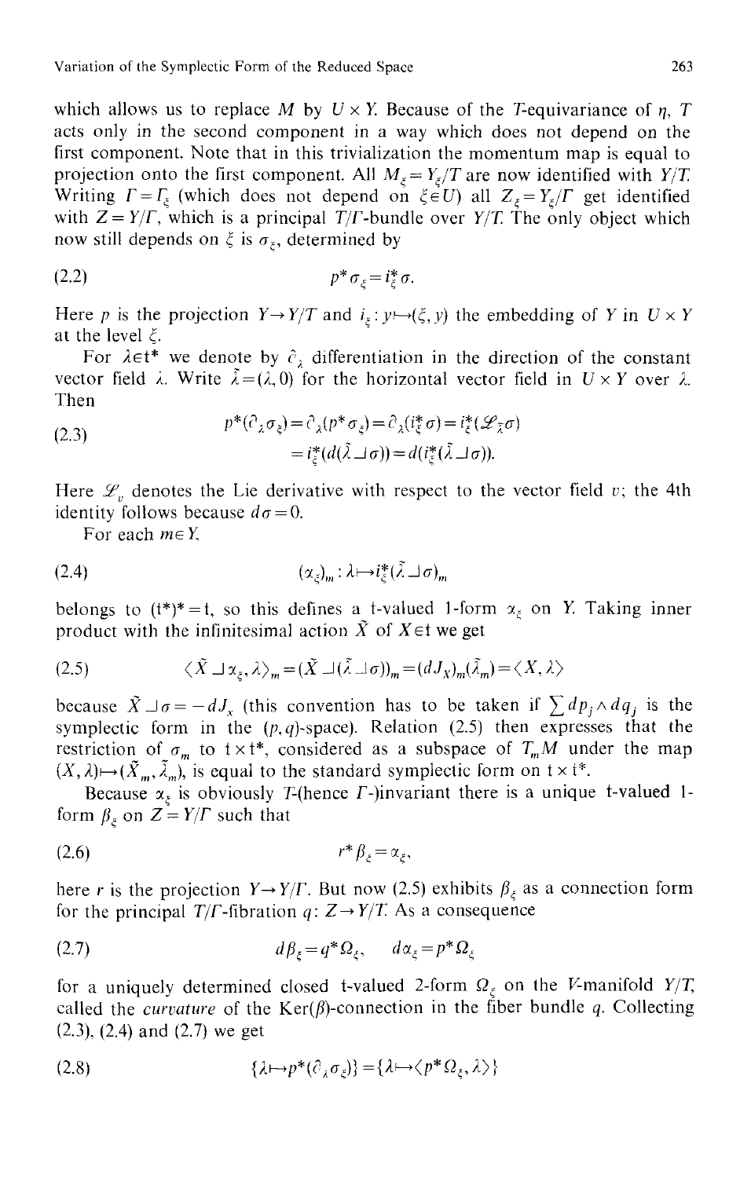which allows us to replace $M$ by $U \times Y$. Because of the $T$-equivariance of $\eta$, $T$ acts only in the second component in a way which does not depend on the first component. Note that in this trivialization the momentum map is equal to projection onto the first component. All $M_\xi = Y_\xi / T$ are now identified with $Y/T$. Writing $\Gamma = \Gamma_\xi$ (which does not depend on $\xi \in U$) all $Z_\xi = Y_\xi / \Gamma$ get identified with $Z = Y/\Gamma$, which is a principal $T/\Gamma$-bundle over $Y/T$. The only object which now still depends on $\xi$ is $\sigma_\xi$, determined by

$$p^* \sigma_\xi = i_\xi^* \sigma. \tag{2.2}$$

Here $p$ is the projection $Y \to Y/T$ and $i_\xi : y \mapsto (\xi, y)$ the embedding of $Y$ in $U \times Y$ at the level $\xi$.

For $\lambda \in \mathfrak{t}^*$ we denote by $\partial_\lambda$ differentiation in the direction of the constant vector field $\lambda$. Write $\tilde{\lambda} = (\lambda, 0)$ for the horizontal vector field in $U \times Y$ over $\lambda$. Then

$$\begin{aligned} p^*(\partial_\lambda \sigma_\xi) &= \partial_\lambda (p^* \sigma_\xi) = \partial_\lambda (i_\xi^* \sigma) = i_\xi^* (\mathcal{L}_{\tilde{\lambda}} \sigma) \\ &= i_\xi^* (d(\tilde{\lambda} \lrcorner \sigma)) = d(i_\xi^* (\tilde{\lambda} \lrcorner \sigma)). \end{aligned} \tag{2.3}$$

Here $\mathcal{L}_v$ denotes the Lie derivative with respect to the vector field $v$; the 4th identity follows because $d\sigma = 0$.

For each $m \in Y$,

$$(\alpha_\xi)_m : \lambda \mapsto i_\xi^* (\tilde{\lambda} \lrcorner \sigma)_m \tag{2.4}$$

belongs to $(\mathfrak{t}^*)^* = \mathfrak{t}$, so this defines a $\mathfrak{t}$-valued 1-form $\alpha_\xi$ on $Y$. Taking inner product with the infinitesimal action $\tilde{X}$ of $X \in \mathfrak{t}$ we get

$$\langle \tilde{X} \lrcorner \alpha_\xi, \lambda \rangle_m = (\tilde{X} \lrcorner (\tilde{\lambda} \lrcorner \sigma))_m = (dJ_X)_m (\tilde{\lambda}_m) = \langle X, \lambda \rangle \tag{2.5}$$

because $\tilde{X} \lrcorner \sigma = -dJ_X$ (this convention has to be taken if $\sum dp_j \wedge dq_j$ is the symplectic form in the $(p, q)$-space). Relation (2.5) then expresses that the restriction of $\sigma_m$ to $\mathfrak{t} \times \mathfrak{t}^*$, considered as a subspace of $T_m M$ under the map $(X, \lambda) \mapsto (\tilde{X}_m, \tilde{\lambda}_m)$, is equal to the standard symplectic form on $\mathfrak{t} \times \mathfrak{t}^*$.

Because $\alpha_\xi$ is obviously $T$-(hence $\Gamma$-)invariant there is a unique $\mathfrak{t}$-valued 1-form $\beta_\xi$ on $Z = Y/\Gamma$ such that

$$r^* \beta_\xi = \alpha_\xi, \tag{2.6}$$

here $r$ is the projection $Y \to Y/\Gamma$. But now (2.5) exhibits $\beta_\xi$ as a connection form for the principal $T/\Gamma$-fibration $q: Z \to Y/T$. As a consequence

$$d\beta_\xi = q^* \Omega_\xi, \quad d\alpha_\xi = p^* \Omega_\xi \tag{2.7}$$

for a uniquely determined closed $\mathfrak{t}$-valued 2-form $\Omega_\xi$ on the $V$-manifold $Y/T$, called the *curvature* of the $\mathrm{Ker}(\beta)$-connection in the fiber bundle $q$. Collecting (2.3), (2.4) and (2.7) we get

$$\{\lambda \mapsto p^*(\partial_\lambda \sigma_\xi)\} = \{\lambda \mapsto \langle p^* \Omega_\xi, \lambda \rangle\} \tag{2.8}$$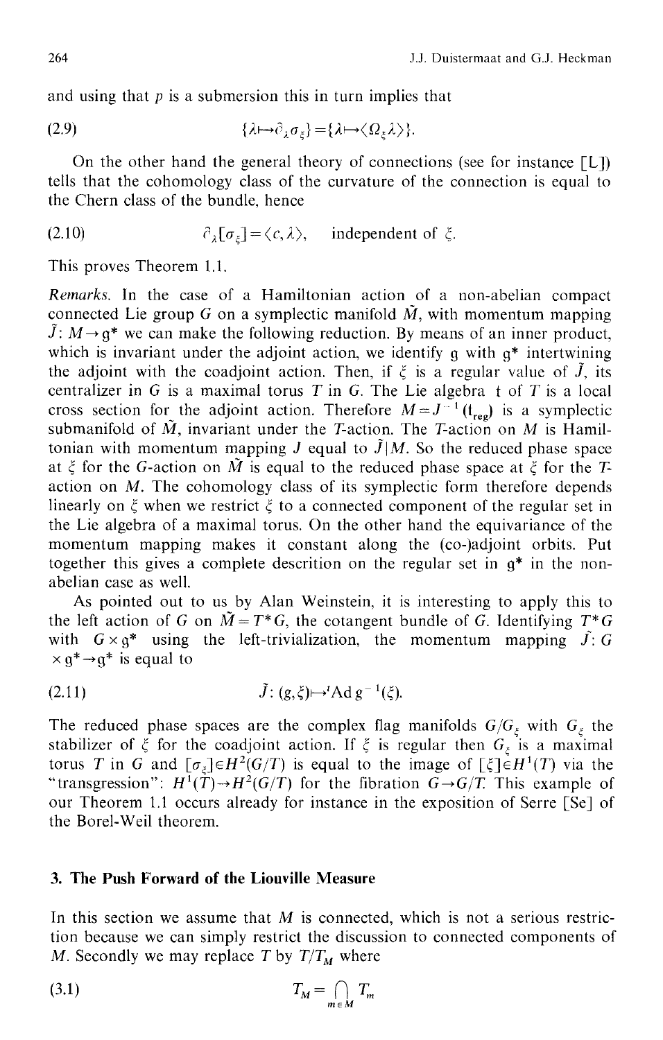and using that $p$ is a submersion this in turn implies that

$$\{\lambda \mapsto \partial_\lambda \sigma_\xi\} = \{\lambda \mapsto \langle \Omega_\xi \lambda \rangle\}. \tag{2.9}$$

On the other hand the general theory of connections (see for instance [L]) tells that the cohomology class of the curvature of the connection is equal to the Chern class of the bundle, hence

$$\partial_\lambda [\sigma_\xi] = \langle c, \lambda \rangle, \quad \text{independent of } \xi. \tag{2.10}$$

This proves Theorem 1.1.

*Remarks.* In the case of a Hamiltonian action of a non-abelian compact connected Lie group $G$ on a symplectic manifold $\tilde{M}$, with momentum mapping $\tilde{J}: M \to \mathfrak{g}^*$ we can make the following reduction. By means of an inner product, which is invariant under the adjoint action, we identify $\mathfrak{g}$ with $\mathfrak{g}^*$ intertwining the adjoint with the coadjoint action. Then, if $\xi$ is a regular value of $\tilde{J}$, its centralizer in $G$ is a maximal torus $T$ in $G$. The Lie algebra $\mathfrak{t}$ of $T$ is a local cross section for the adjoint action. Therefore $M = J^{-1}(\mathfrak{t}_{\text{reg}})$ is a symplectic submanifold of $\tilde{M}$, invariant under the $T$-action. The $T$-action on $M$ is Hamiltonian with momentum mapping $J$ equal to $\tilde{J}|M$. So the reduced phase space at $\xi$ for the $G$-action on $\tilde{M}$ is equal to the reduced phase space at $\xi$ for the $T$-action on $M$. The cohomology class of its symplectic form therefore depends linearly on $\xi$ when we restrict $\xi$ to a connected component of the regular set in the Lie algebra of a maximal torus. On the other hand the equivariance of the momentum mapping makes it constant along the (co-)adjoint orbits. Put together this gives a complete descrition on the regular set in $\mathfrak{g}^*$ in the non-abelian case as well.

As pointed out to us by Alan Weinstein, it is interesting to apply this to the left action of $G$ on $\tilde{M} = T^*G$, the cotangent bundle of $G$. Identifying $T^*G$ with $G \times \mathfrak{g}^*$ using the left-trivialization, the momentum mapping $\tilde{J}: G \times \mathfrak{g}^* \to \mathfrak{g}^*$ is equal to

$$\tilde{J}: (g, \xi) \mapsto {}^t\mathrm{Ad}\, g^{-1}(\xi). \tag{2.11}$$

The reduced phase spaces are the complex flag manifolds $G/G_\xi$ with $G_\xi$ the stabilizer of $\xi$ for the coadjoint action. If $\xi$ is regular then $G_\xi$ is a maximal torus $T$ in $G$ and $[\sigma_\xi] \in H^2(G/T)$ is equal to the image of $[\xi] \in H^1(T)$ via the "transgression": $H^1(T) \to H^2(G/T)$ for the fibration $G \to G/T$. This example of our Theorem 1.1 occurs already for instance in the exposition of Serre [Se] of the Borel-Weil theorem.

## 3. The Push Forward of the Liouville Measure

In this section we assume that $M$ is connected, which is not a serious restriction because we can simply restrict the discussion to connected components of $M$. Secondly we may replace $T$ by $T/T_M$ where

$$T_M = \bigcap_{m \in M} T_m \tag{3.1}$$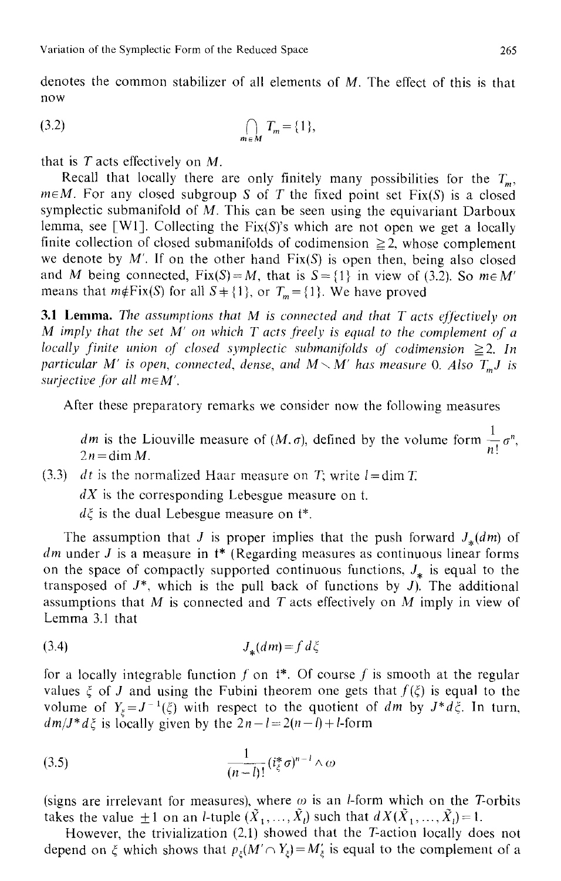denotes the common stabilizer of all elements of $M$. The effect of this is that now

$$\bigcap_{m \in M} T_m = \{1\}, \tag{3.2}$$

that is $T$ acts effectively on $M$.

Recall that locally there are only finitely many possibilities for the $T_m$, $m \in M$. For any closed subgroup $S$ of $T$ the fixed point set $\mathrm{Fix}(S)$ is a closed symplectic submanifold of $M$. This can be seen using the equivariant Darboux lemma, see [W1]. Collecting the $\mathrm{Fix}(S)$'s which are not open we get a locally finite collection of closed submanifolds of codimension $\geqq 2$, whose complement we denote by $M'$. If on the other hand $\mathrm{Fix}(S)$ is open then, being also closed and $M$ being connected, $\mathrm{Fix}(S) = M$, that is $S = \{1\}$ in view of (3.2). So $m \in M'$ means that $m \notin \mathrm{Fix}(S)$ for all $S \neq \{1\}$, or $T_m = \{1\}$. We have proved

**3.1 Lemma.** *The assumptions that $M$ is connected and that $T$ acts effectively on $M$ imply that the set $M'$ on which $T$ acts freely is equal to the complement of a locally finite union of closed symplectic submanifolds of codimension $\geqq 2$. In particular $M'$ is open, connected, dense, and $M \setminus M'$ has measure 0. Also $T_m J$ is surjective for all $m \in M'$.*

After these preparatory remarks we consider now the following measures

(3.3)
- $dm$ is the Liouville measure of $(M, \sigma)$, defined by the volume form $\frac{1}{n!}\sigma^n$, $2n = \dim M$.
- $dt$ is the normalized Haar measure on $T$; write $l = \dim T$.
- $dX$ is the corresponding Lebesgue measure on $\mathfrak{t}$.
- $d\xi$ is the dual Lebesgue measure on $\mathfrak{t}^*$.

The assumption that $J$ is proper implies that the push forward $J_*(dm)$ of $dm$ under $J$ is a measure in $\mathfrak{t}^*$ (Regarding measures as continuous linear forms on the space of compactly supported continuous functions, $J_*$ is equal to the transposed of $J^*$, which is the pull back of functions by $J$). The additional assumptions that $M$ is connected and $T$ acts effectively on $M$ imply in view of Lemma 3.1 that

$$J_*(dm) = f\, d\xi \tag{3.4}$$

for a locally integrable function $f$ on $\mathfrak{t}^*$. Of course $f$ is smooth at the regular values $\xi$ of $J$ and using the Fubini theorem one gets that $f(\xi)$ is equal to the volume of $Y_\xi = J^{-1}(\xi)$ with respect to the quotient of $dm$ by $J^* d\xi$. In turn, $dm/J^* d\xi$ is locally given by the $2n - l = 2(n-l) + l$-form

$$\frac{1}{(n-l)!}(i_\xi^* \sigma)^{n-l} \wedge \omega \tag{3.5}$$

(signs are irrelevant for measures), where $\omega$ is an $l$-form which on the $T$-orbits takes the value $\pm 1$ on an $l$-tuple $(\tilde{X}_1, \ldots, \tilde{X}_l)$ such that $dX(\tilde{X}_1, \ldots, \tilde{X}_l) = 1$.

However, the trivialization (2.1) showed that the $T$-action locally does not depend on $\xi$ which shows that $p_\xi(M' \cap Y_\xi) = M'_\xi$ is equal to the complement of a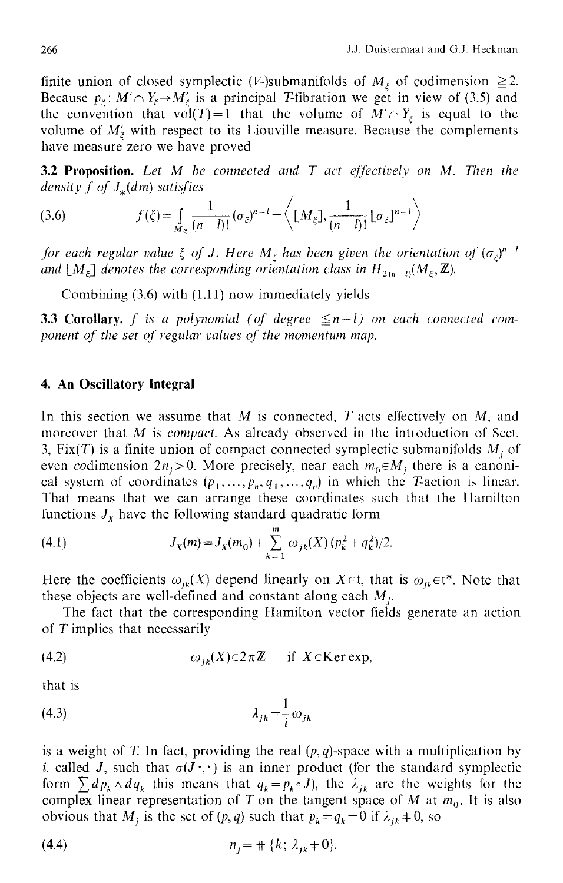finite union of closed symplectic ($V$-)submanifolds of $M_\xi$ of codimension $\geqq 2$. Because $p_\xi\colon M' \cap Y_\xi \to M'_\xi$ is a principal $T$-fibration we get in view of (3.5) and the convention that $\operatorname{vol}(T)=1$ that the volume of $M' \cap Y_\xi$ is equal to the volume of $M'_\xi$ with respect to its Liouville measure. Because the complements have measure zero we have proved

**3.2 Proposition.** *Let $M$ be connected and $T$ act effectively on $M$. Then the density $f$ of $J_*(dm)$ satisfies*

$$f(\xi) = \int_{M_\xi} \frac{1}{(n-l)!} (\sigma_\xi)^{n-l} = \left\langle [M_\xi], \frac{1}{(n-l)!} [\sigma_\xi]^{n-l} \right\rangle \tag{3.6}$$

*for each regular value $\xi$ of $J$. Here $M_\xi$ has been given the orientation of $(\sigma_\xi)^{n-l}$ and $[M_\xi]$ denotes the corresponding orientation class in $H_{2(n-l)}(M_\xi, \mathbb{Z})$.*

Combining (3.6) with (1.11) now immediately yields

**3.3 Corollary.** *$f$ is a polynomial (of degree $\leqq n-l$) on each connected component of the set of regular values of the momentum map.*

## 4. An Oscillatory Integral

In this section we assume that $M$ is connected, $T$ acts effectively on $M$, and moreover that $M$ is *compact*. As already observed in the introduction of Sect. 3, $\operatorname{Fix}(T)$ is a finite union of compact connected symplectic submanifolds $M_j$ of even *co*dimension $2n_j > 0$. More precisely, near each $m_0 \in M_j$ there is a canonical system of coordinates $(p_1, \ldots, p_n, q_1, \ldots, q_n)$ in which the $T$-action is linear. That means that we can arrange these coordinates such that the Hamilton functions $J_X$ have the following standard quadratic form

$$J_X(m) = J_X(m_0) + \sum_{k=1}^{m} \omega_{jk}(X)\,(p_k^2 + q_k^2)/2. \tag{4.1}$$

Here the coefficients $\omega_{jk}(X)$ depend linearly on $X \in \mathfrak{t}$, that is $\omega_{jk} \in \mathfrak{t}^*$. Note that these objects are well-defined and constant along each $M_j$.

The fact that the corresponding Hamilton vector fields generate an action of $T$ implies that necessarily

$$\omega_{jk}(X) \in 2\pi\mathbb{Z} \quad \text{if } X \in \operatorname{Ker}\exp, \tag{4.2}$$

that is

$$\lambda_{jk} = \frac{1}{i}\,\omega_{jk} \tag{4.3}$$

is a weight of $T$. In fact, providing the real $(p,q)$-space with a multiplication by $i$, called $J$, such that $\sigma(J\cdot,\cdot)$ is an inner product (for the standard symplectic form $\sum dp_k \wedge dq_k$ this means that $q_k = p_k \circ J$), the $\lambda_{jk}$ are the weights for the complex linear representation of $T$ on the tangent space of $M$ at $m_0$. It is also obvious that $M_j$ is the set of $(p,q)$ such that $p_k = q_k = 0$ if $\lambda_{jk} \neq 0$, so

$$n_j = \#\{k;\ \lambda_{jk} \neq 0\}. \tag{4.4}$$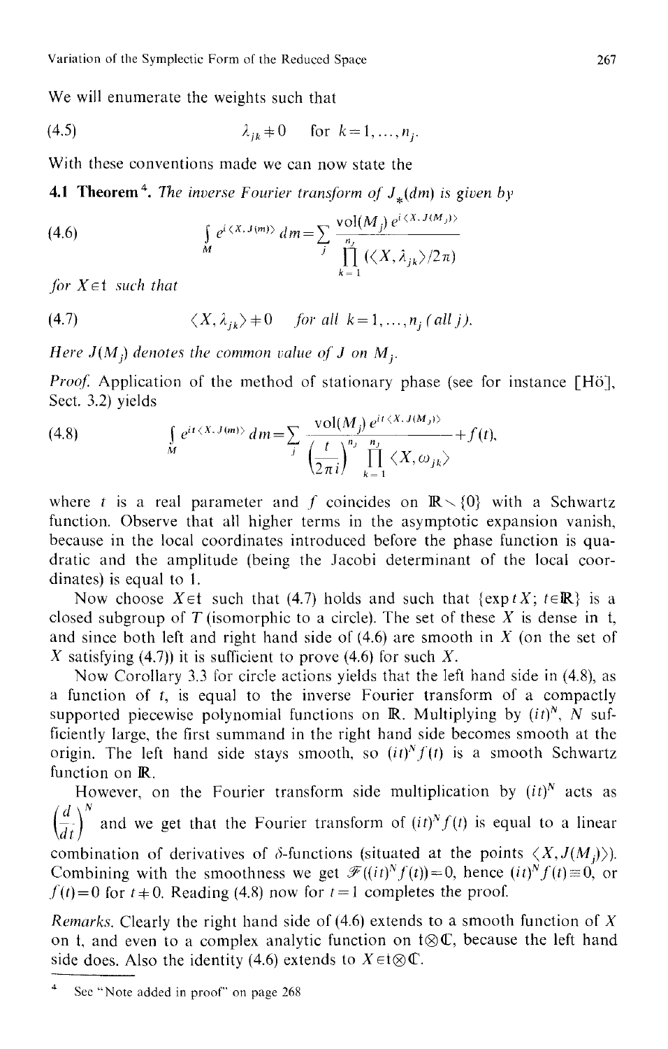We will enumerate the weights such that

$$\lambda_{jk} \neq 0 \quad \text{for } k = 1, \dots, n_j. \tag{4.5}$$

With these conventions made we can now state the

**4.1 Theorem**[4]. *The inverse Fourier transform of $J_*(dm)$ is given by*

$$\int_M e^{i\langle X, J(m)\rangle}\, dm = \sum_j \frac{\operatorname{vol}(M_j)\, e^{i\langle X, J(M_j)\rangle}}{\prod_{k=1}^{n_j} (\langle X, \lambda_{jk}\rangle / 2\pi)} \tag{4.6}$$

*for $X \in \mathfrak{t}$ such that*

$$\langle X, \lambda_{jk}\rangle \neq 0 \quad \text{for all } k = 1, \dots, n_j \text{ (all } j). \tag{4.7}$$

*Here $J(M_j)$ denotes the common value of $J$ on $M_j$.*

*Proof.* Application of the method of stationary phase (see for instance [Hö], Sect. 3.2) yields

$$\int_M e^{it\langle X, J(m)\rangle}\, dm = \sum_j \frac{\operatorname{vol}(M_j)\, e^{it\langle X, J(M_j)\rangle}}{\left(\frac{t}{2\pi i}\right)^{n_j} \prod_{k=1}^{n_j} \langle X, \omega_{jk}\rangle} + f(t), \tag{4.8}$$

where $t$ is a real parameter and $f$ coincides on $\mathbb{R} \setminus \{0\}$ with a Schwartz function. Observe that all higher terms in the asymptotic expansion vanish, because in the local coordinates introduced before the phase function is quadratic and the amplitude (being the Jacobi determinant of the local coordinates) is equal to 1.

Now choose $X \in \mathfrak{t}$ such that (4.7) holds and such that $\{\exp tX;\ t \in \mathbb{R}\}$ is a closed subgroup of $T$ (isomorphic to a circle). The set of these $X$ is dense in $\mathfrak{t}$, and since both left and right hand side of (4.6) are smooth in $X$ (on the set of $X$ satisfying (4.7)) it is sufficient to prove (4.6) for such $X$.

Now Corollary 3.3 for circle actions yields that the left hand side in (4.8), as a function of $t$, is equal to the inverse Fourier transform of a compactly supported piecewise polynomial functions on $\mathbb{R}$. Multiplying by $(it)^N$, $N$ sufficiently large, the first summand in the right hand side becomes smooth at the origin. The left hand side stays smooth, so $(it)^N f(t)$ is a smooth Schwartz function on $\mathbb{R}$.

However, on the Fourier transform side multiplication by $(it)^N$ acts as $\left(\frac{d}{dt}\right)^N$ and we get that the Fourier transform of $(it)^N f(t)$ is equal to a linear combination of derivatives of $\delta$-functions (situated at the points $\langle X, J(M_j)\rangle$). Combining with the smoothness we get $\mathcal{F}((it)^N f(t)) = 0$, hence $(it)^N f(t) \equiv 0$, or $f(t) = 0$ for $t \neq 0$. Reading (4.8) now for $t = 1$ completes the proof.

*Remarks.* Clearly the right hand side of (4.6) extends to a smooth function of $X$ on $\mathfrak{t}$, and even to a complex analytic function on $\mathfrak{t} \otimes \mathbb{C}$, because the left hand side does. Also the identity (4.6) extends to $X \in \mathfrak{t} \otimes \mathbb{C}$.

---

[4] See "Note added in proof" on page 268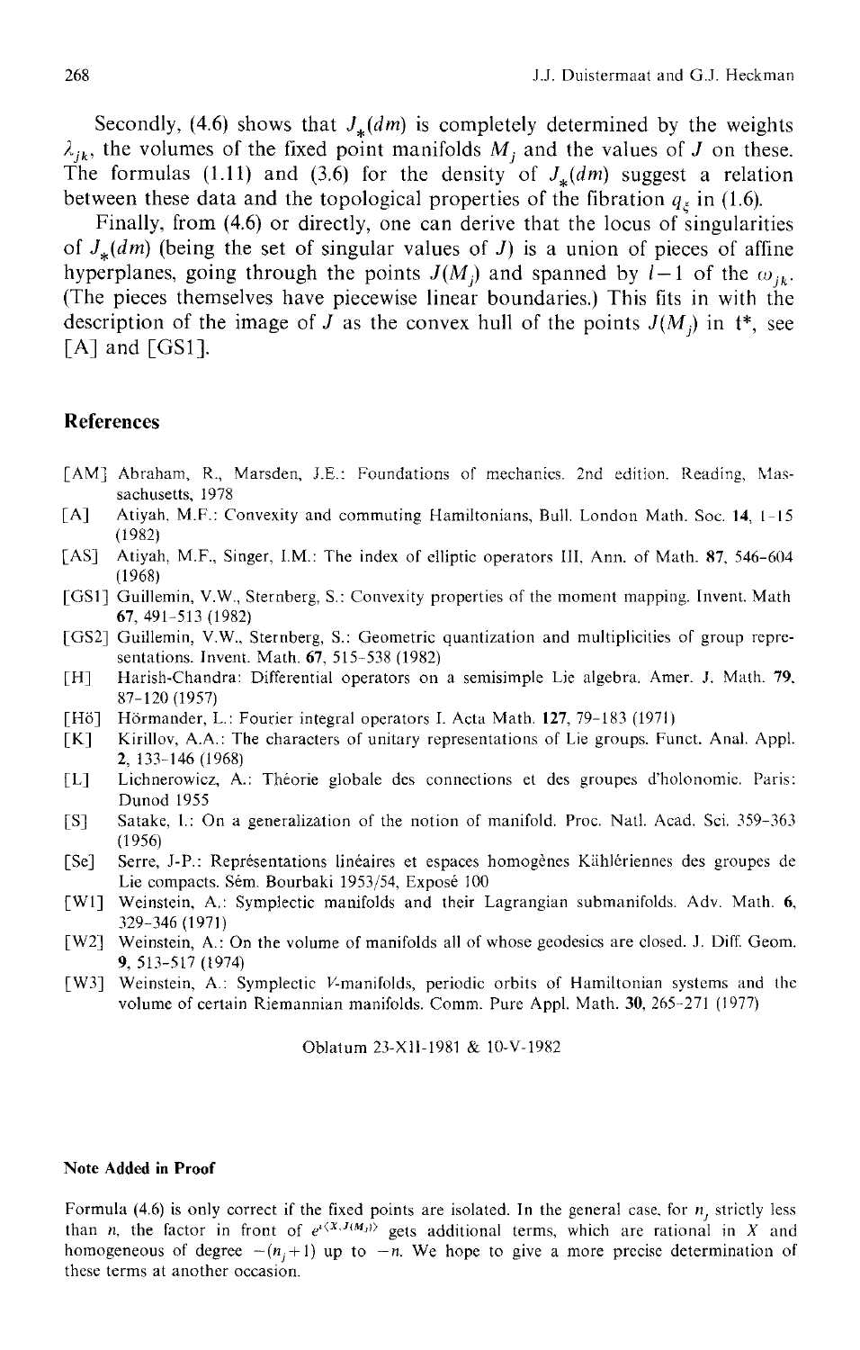Secondly, (4.6) shows that $J_*(dm)$ is completely determined by the weights $\lambda_{jk}$, the volumes of the fixed point manifolds $M_j$ and the values of $J$ on these. The formulas (1.11) and (3.6) for the density of $J_*(dm)$ suggest a relation between these data and the topological properties of the fibration $q_\xi$ in (1.6).

Finally, from (4.6) or directly, one can derive that the locus of singularities of $J_*(dm)$ (being the set of singular values of $J$) is a union of pieces of affine hyperplanes, going through the points $J(M_j)$ and spanned by $l-1$ of the $\omega_{jk}$. (The pieces themselves have piecewise linear boundaries.) This fits in with the description of the image of $J$ as the convex hull of the points $J(M_j)$ in $\mathfrak{t}^*$, see [A] and [GS1].

## References

- [AM] Abraham, R., Marsden, J.E.: Foundations of mechanics. 2nd edition. Reading, Massachusetts, 1978
- [A] Atiyah, M.F.: Convexity and commuting Hamiltonians, Bull. London Math. Soc. **14**, 1–15 (1982)
- [AS] Atiyah, M.F., Singer, I.M.: The index of elliptic operators III, Ann. of Math. **87**, 546–604 (1968)
- [GS1] Guillemin, V.W., Sternberg, S.: Convexity properties of the moment mapping. Invent. Math **67**, 491–513 (1982)
- [GS2] Guillemin, V.W., Sternberg, S.: Geometric quantization and multiplicities of group representations. Invent. Math. **67**, 515–538 (1982)
- [H] Harish-Chandra: Differential operators on a semisimple Lie algebra. Amer. J. Math. **79**, 87–120 (1957)
- [Hö] Hörmander, L.: Fourier integral operators I. Acta Math. **127**, 79–183 (1971)
- [K] Kirillov, A.A.: The characters of unitary representations of Lie groups. Funct. Anal. Appl. **2**, 133–146 (1968)
- [L] Lichnerowicz, A.: Théorie globale des connections et des groupes d'holonomie. Paris: Dunod 1955
- [S] Satake, I.: On a generalization of the notion of manifold. Proc. Natl. Acad. Sci. 359–363 (1956)
- [Se] Serre, J-P.: Représentations linéaires et espaces homogènes Kählériennes des groupes de Lie compacts. Sém. Bourbaki 1953/54, Exposé 100
- [W1] Weinstein, A.: Symplectic manifolds and their Lagrangian submanifolds. Adv. Math. **6**, 329–346 (1971)
- [W2] Weinstein, A.: On the volume of manifolds all of whose geodesics are closed. J. Diff. Geom. **9**, 513–517 (1974)
- [W3] Weinstein, A.: Symplectic $V$-manifolds, periodic orbits of Hamiltonian systems and the volume of certain Riemannian manifolds. Comm. Pure Appl. Math. **30**, 265–271 (1977)

Oblatum 23-XII-1981 & 10-V-1982

### Note Added in Proof

Formula (4.6) is only correct if the fixed points are isolated. In the general case, for $n_j$ strictly less than $n$, the factor in front of $e^{i\langle X, J(M_j)\rangle}$ gets additional terms, which are rational in $X$ and homogeneous of degree $-(n_j+1)$ up to $-n$. We hope to give a more precise determination of these terms at another occasion.